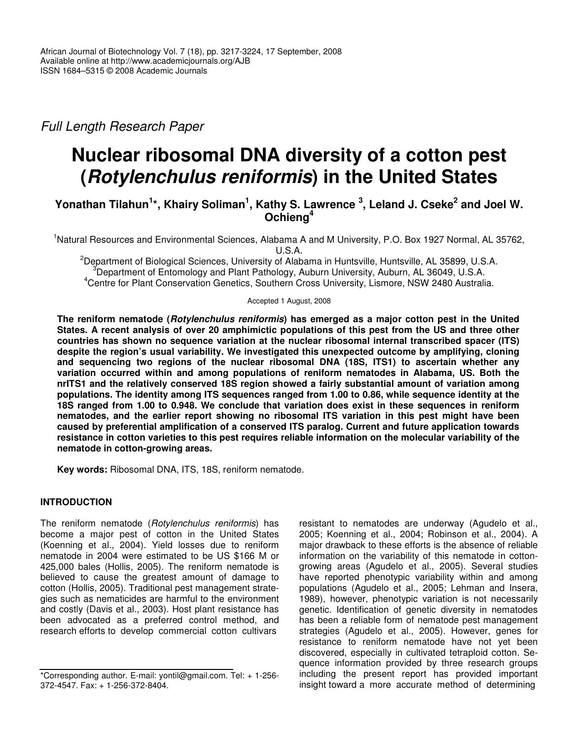*Full Length Research Paper*

# Nuclear ribosomal DNA diversity of a cotton pest (*Rotylenchulus reniformis*) in the United States

**Yonathan Tilahun[1]*, Khairy Soliman[1], Kathy S. Lawrence [3], Leland J. Cseke[2] and Joel W. Ochieng[4]**

[1]Natural Resources and Environmental Sciences, Alabama A and M University, P.O. Box 1927 Normal, AL 35762, U.S.A.

[2]Department of Biological Sciences, University of Alabama in Huntsville, Huntsville, AL 35899, U.S.A.

[3]Department of Entomology and Plant Pathology, Auburn University, Auburn, AL 36049, U.S.A.

[4]Centre for Plant Conservation Genetics, Southern Cross University, Lismore, NSW 2480 Australia.

Accepted 1 August, 2008

**The reniform nematode (*Rotylenchulus reniformis*) has emerged as a major cotton pest in the United States. A recent analysis of over 20 amphimictic populations of this pest from the US and three other countries has shown no sequence variation at the nuclear ribosomal internal transcribed spacer (ITS) despite the region's usual variability. We investigated this unexpected outcome by amplifying, cloning and sequencing two regions of the nuclear ribosomal DNA (18S, ITS1) to ascertain whether any variation occurred within and among populations of reniform nematodes in Alabama, US. Both the nrITS1 and the relatively conserved 18S region showed a fairly substantial amount of variation among populations. The identity among ITS sequences ranged from 1.00 to 0.86, while sequence identity at the 18S ranged from 1.00 to 0.948. We conclude that variation does exist in these sequences in reniform nematodes, and the earlier report showing no ribosomal ITS variation in this pest might have been caused by preferential amplification of a conserved ITS paralog. Current and future application towards resistance in cotton varieties to this pest requires reliable information on the molecular variability of the nematode in cotton-growing areas.**

**Key words:** Ribosomal DNA, ITS, 18S, reniform nematode.

## INTRODUCTION

The reniform nematode (*Rotylenchulus reniformis*) has become a major pest of cotton in the United States (Koenning et al., 2004). Yield losses due to reniform nematode in 2004 were estimated to be US $166 M or 425,000 bales (Hollis, 2005). The reniform nematode is believed to cause the greatest amount of damage to cotton (Hollis, 2005). Traditional pest management strategies such as nematicides are harmful to the environment and costly (Davis et al., 2003). Host plant resistance has been advocated as a preferred control method, and research efforts to develop commercial cotton cultivars resistant to nematodes are underway (Agudelo et al., 2005; Koenning et al., 2004; Robinson et al., 2004). A major drawback to these efforts is the absence of reliable information on the variability of this nematode in cotton-growing areas (Agudelo et al., 2005). Several studies have reported phenotypic variability within and among populations (Agudelo et al., 2005; Lehman and Insera, 1989), however, phenotypic variation is not necessarily genetic. Identification of genetic diversity in nematodes has been a reliable form of nematode pest management strategies (Agudelo et al., 2005). However, genes for resistance to reniform nematode have not yet been discovered, especially in cultivated tetraploid cotton. Sequence information provided by three research groups including the present report has provided important insight toward a more accurate method of determining

*Corresponding author. E-mail: yontil@gmail.com. Tel: + 1-256-372-4547. Fax: + 1-256-372-8404.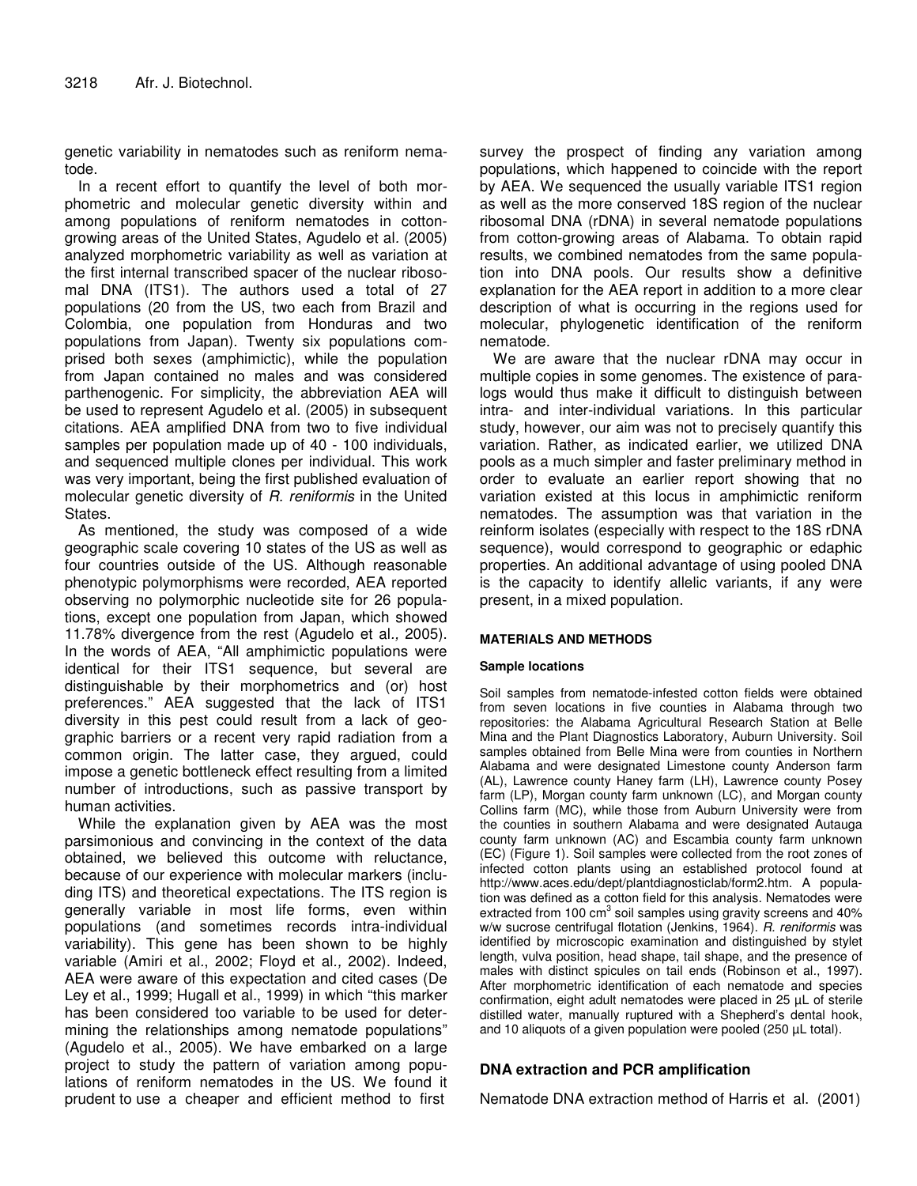genetic variability in nematodes such as reniform nematode.

In a recent effort to quantify the level of both morphometric and molecular genetic diversity within and among populations of reniform nematodes in cotton-growing areas of the United States, Agudelo et al. (2005) analyzed morphometric variability as well as variation at the first internal transcribed spacer of the nuclear ribosomal DNA (ITS1). The authors used a total of 27 populations (20 from the US, two each from Brazil and Colombia, one population from Honduras and two populations from Japan). Twenty six populations comprised both sexes (amphimictic), while the population from Japan contained no males and was considered parthenogenic. For simplicity, the abbreviation AEA will be used to represent Agudelo et al. (2005) in subsequent citations. AEA amplified DNA from two to five individual samples per population made up of 40 - 100 individuals, and sequenced multiple clones per individual. This work was very important, being the first published evaluation of molecular genetic diversity of *R. reniformis* in the United States.

As mentioned, the study was composed of a wide geographic scale covering 10 states of the US as well as four countries outside of the US. Although reasonable phenotypic polymorphisms were recorded, AEA reported observing no polymorphic nucleotide site for 26 populations, except one population from Japan, which showed 11.78% divergence from the rest (Agudelo et al., 2005). In the words of AEA, "All amphimictic populations were identical for their ITS1 sequence, but several are distinguishable by their morphometrics and (or) host preferences." AEA suggested that the lack of ITS1 diversity in this pest could result from a lack of geographic barriers or a recent very rapid radiation from a common origin. The latter case, they argued, could impose a genetic bottleneck effect resulting from a limited number of introductions, such as passive transport by human activities.

While the explanation given by AEA was the most parsimonious and convincing in the context of the data obtained, we believed this outcome with reluctance, because of our experience with molecular markers (including ITS) and theoretical expectations. The ITS region is generally variable in most life forms, even within populations (and sometimes records intra-individual variability). This gene has been shown to be highly variable (Amiri et al., 2002; Floyd et al., 2002). Indeed, AEA were aware of this expectation and cited cases (De Ley et al., 1999; Hugall et al., 1999) in which "this marker has been considered too variable to be used for determining the relationships among nematode populations" (Agudelo et al., 2005). We have embarked on a large project to study the pattern of variation among populations of reniform nematodes in the US. We found it prudent to use a cheaper and efficient method to first survey the prospect of finding any variation among populations, which happened to coincide with the report by AEA. We sequenced the usually variable ITS1 region as well as the more conserved 18S region of the nuclear ribosomal DNA (rDNA) in several nematode populations from cotton-growing areas of Alabama. To obtain rapid results, we combined nematodes from the same population into DNA pools. Our results show a definitive explanation for the AEA report in addition to a more clear description of what is occurring in the regions used for molecular, phylogenetic identification of the reniform nematode.

We are aware that the nuclear rDNA may occur in multiple copies in some genomes. The existence of paralogs would thus make it difficult to distinguish between intra- and inter-individual variations. In this particular study, however, our aim was not to precisely quantify this variation. Rather, as indicated earlier, we utilized DNA pools as a much simpler and faster preliminary method in order to evaluate an earlier report showing that no variation existed at this locus in amphimictic reniform nematodes. The assumption was that variation in the reinform isolates (especially with respect to the 18S rDNA sequence), would correspond to geographic or edaphic properties. An additional advantage of using pooled DNA is the capacity to identify allelic variants, if any were present, in a mixed population.

## MATERIALS AND METHODS

### Sample locations

Soil samples from nematode-infested cotton fields were obtained from seven locations in five counties in Alabama through two repositories: the Alabama Agricultural Research Station at Belle Mina and the Plant Diagnostics Laboratory, Auburn University. Soil samples obtained from Belle Mina were from counties in Northern Alabama and were designated Limestone county Anderson farm (AL), Lawrence county Haney farm (LH), Lawrence county Posey farm (LP), Morgan county farm unknown (LC), and Morgan county Collins farm (MC), while those from Auburn University were from the counties in southern Alabama and were designated Autauga county farm unknown (AC) and Escambia county farm unknown (EC) (Figure 1). Soil samples were collected from the root zones of infected cotton plants using an established protocol found at http://www.aces.edu/dept/plantdiagnosticlab/form2.htm. A population was defined as a cotton field for this analysis. Nematodes were extracted from 100 cm$^3$ soil samples using gravity screens and 40% w/w sucrose centrifugal flotation (Jenkins, 1964). *R. reniformis* was identified by microscopic examination and distinguished by stylet length, vulva position, head shape, tail shape, and the presence of males with distinct spicules on tail ends (Robinson et al., 1997). After morphometric identification of each nematode and species confirmation, eight adult nematodes were placed in 25 µL of sterile distilled water, manually ruptured with a Shepherd's dental hook, and 10 aliquots of a given population were pooled (250 µL total).

## DNA extraction and PCR amplification

Nematode DNA extraction method of Harris et al. (2001)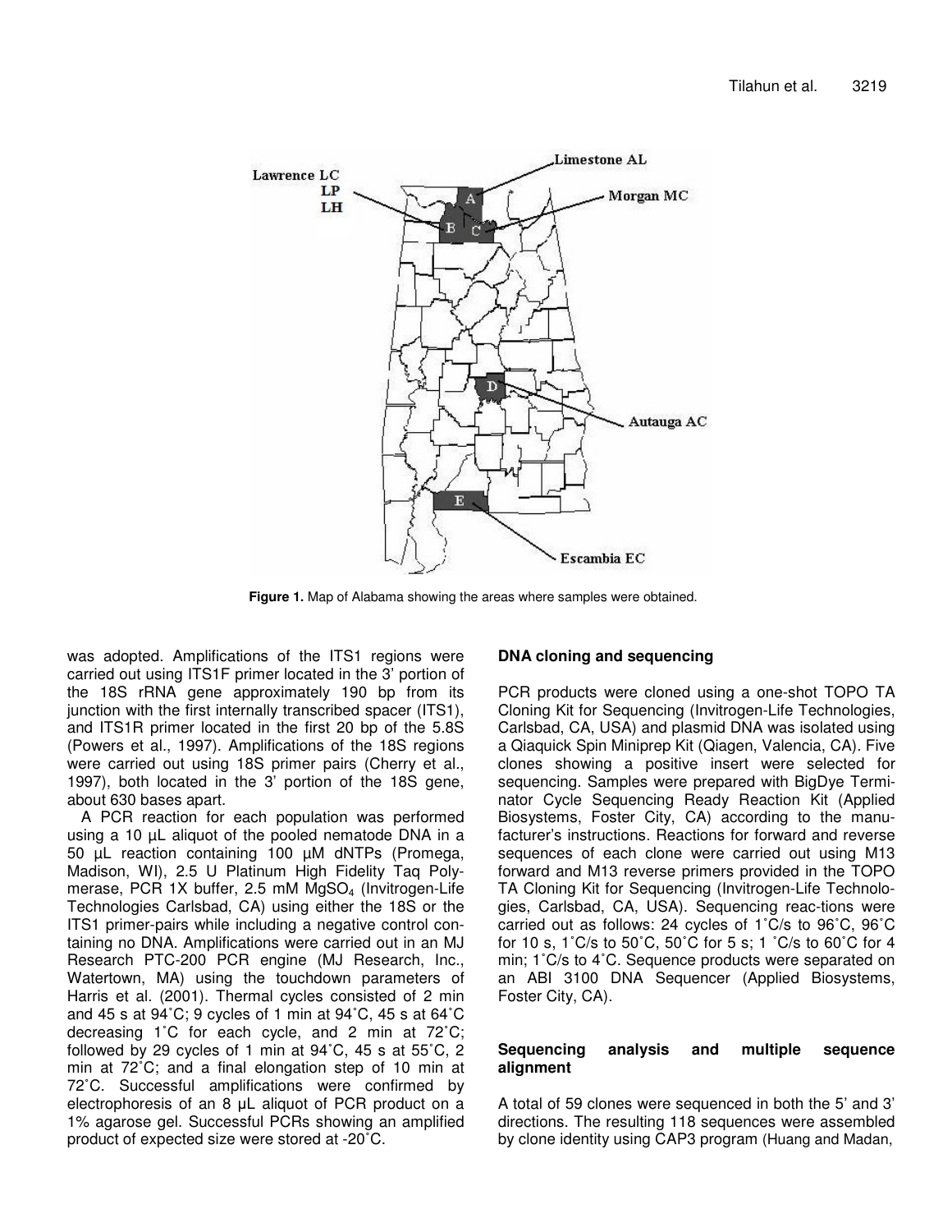**Figure 1.** Map of Alabama showing the areas where samples were obtained.

was adopted. Amplifications of the ITS1 regions were carried out using ITS1F primer located in the 3' portion of the 18S rRNA gene approximately 190 bp from its junction with the first internally transcribed spacer (ITS1), and ITS1R primer located in the first 20 bp of the 5.8S (Powers et al., 1997). Amplifications of the 18S regions were carried out using 18S primer pairs (Cherry et al., 1997), both located in the 3' portion of the 18S gene, about 630 bases apart.

A PCR reaction for each population was performed using a 10 µL aliquot of the pooled nematode DNA in a 50 µL reaction containing 100 µM dNTPs (Promega, Madison, WI), 2.5 U Platinum High Fidelity Taq Polymerase, PCR 1X buffer, 2.5 mM $MgSO_4$ (Invitrogen-Life Technologies Carlsbad, CA) using either the 18S or the ITS1 primer-pairs while including a negative control containing no DNA. Amplifications were carried out in an MJ Research PTC-200 PCR engine (MJ Research, Inc., Watertown, MA) using the touchdown parameters of Harris et al. (2001). Thermal cycles consisted of 2 min and 45 s at 94˚C; 9 cycles of 1 min at 94˚C, 45 s at 64˚C decreasing 1˚C for each cycle, and 2 min at 72˚C; followed by 29 cycles of 1 min at 94˚C, 45 s at 55˚C, 2 min at 72˚C; and a final elongation step of 10 min at 72˚C. Successful amplifications were confirmed by electrophoresis of an 8 µL aliquot of PCR product on a 1% agarose gel. Successful PCRs showing an amplified product of expected size were stored at -20˚C.

### DNA cloning and sequencing

PCR products were cloned using a one-shot TOPO TA Cloning Kit for Sequencing (Invitrogen-Life Technologies, Carlsbad, CA, USA) and plasmid DNA was isolated using a Qiaquick Spin Miniprep Kit (Qiagen, Valencia, CA). Five clones showing a positive insert were selected for sequencing. Samples were prepared with BigDye Terminator Cycle Sequencing Ready Reaction Kit (Applied Biosystems, Foster City, CA) according to the manufacturer's instructions. Reactions for forward and reverse sequences of each clone were carried out using M13 forward and M13 reverse primers provided in the TOPO TA Cloning Kit for Sequencing (Invitrogen-Life Technologies, Carlsbad, CA, USA). Sequencing reac-tions were carried out as follows: 24 cycles of 1˚C/s to 96˚C, 96˚C for 10 s, 1˚C/s to 50˚C, 50˚C for 5 s; 1 ˚C/s to 60˚C for 4 min; 1˚C/s to 4˚C. Sequence products were separated on an ABI 3100 DNA Sequencer (Applied Biosystems, Foster City, CA).

### Sequencing analysis and multiple sequence alignment

A total of 59 clones were sequenced in both the 5' and 3' directions. The resulting 118 sequences were assembled by clone identity using CAP3 program (Huang and Madan,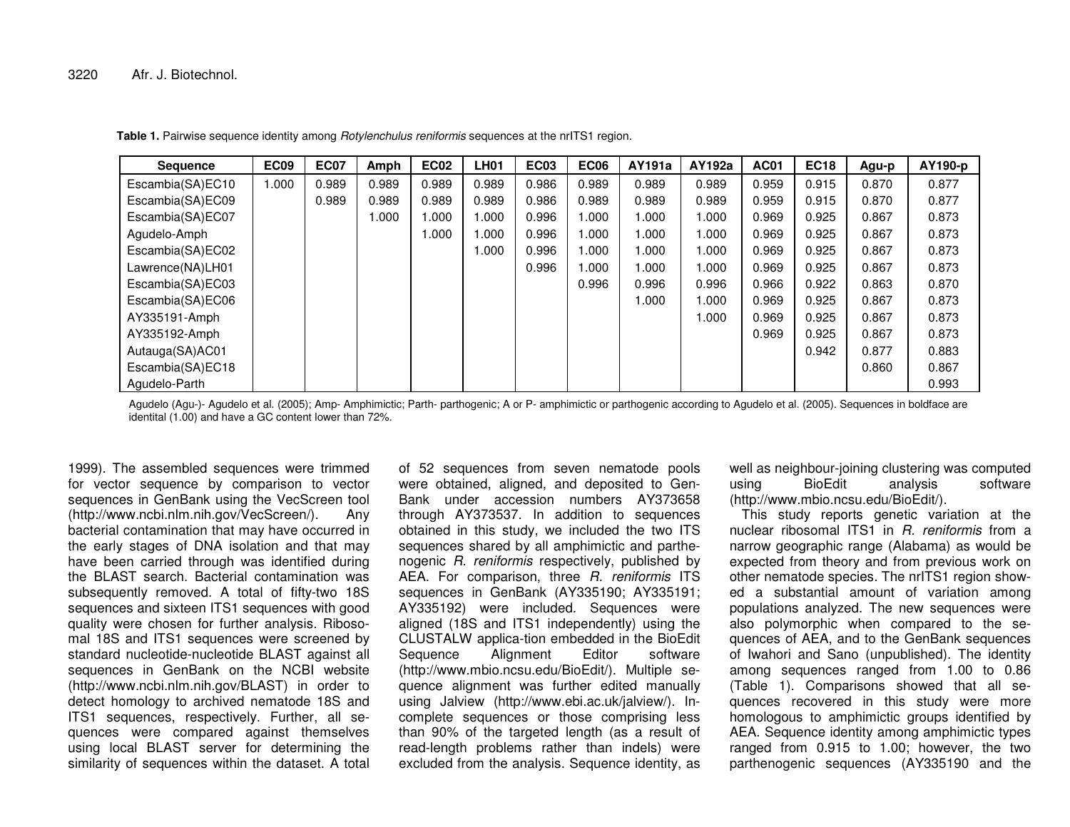**Table 1.** Pairwise sequence identity among *Rotylenchulus reniformis* sequences at the nrITS1 region.

| Sequence | EC09 | EC07 | Amph | EC02 | LH01 | EC03 | EC06 | AY191a | AY192a | AC01 | EC18 | Agu-p | AY190-p |
|---|---|---|---|---|---|---|---|---|---|---|---|---|---|
| Escambia(SA)EC10 | 1.000 | 0.989 | 0.989 | 0.989 | 0.989 | 0.986 | 0.989 | 0.989 | 0.989 | 0.959 | 0.915 | 0.870 | 0.877 |
| Escambia(SA)EC09 | | 0.989 | 0.989 | 0.989 | 0.989 | 0.986 | 0.989 | 0.989 | 0.989 | 0.959 | 0.915 | 0.870 | 0.877 |
| Escambia(SA)EC07 | | | 1.000 | 1.000 | 1.000 | 0.996 | 1.000 | 1.000 | 1.000 | 0.969 | 0.925 | 0.867 | 0.873 |
| Agudelo-Amph | | | | 1.000 | 1.000 | 0.996 | 1.000 | 1.000 | 1.000 | 0.969 | 0.925 | 0.867 | 0.873 |
| Escambia(SA)EC02 | | | | | 1.000 | 0.996 | 1.000 | 1.000 | 1.000 | 0.969 | 0.925 | 0.867 | 0.873 |
| Lawrence(NA)LH01 | | | | | | 0.996 | 1.000 | 1.000 | 1.000 | 0.969 | 0.925 | 0.867 | 0.873 |
| Escambia(SA)EC03 | | | | | | | 0.996 | 0.996 | 0.996 | 0.966 | 0.922 | 0.863 | 0.870 |
| Escambia(SA)EC06 | | | | | | | | 1.000 | 1.000 | 0.969 | 0.925 | 0.867 | 0.873 |
| AY335191-Amph | | | | | | | | | 1.000 | 0.969 | 0.925 | 0.867 | 0.873 |
| AY335192-Amph | | | | | | | | | | 0.969 | 0.925 | 0.867 | 0.873 |
| Autauga(SA)AC01 | | | | | | | | | | | 0.942 | 0.877 | 0.883 |
| Escambia(SA)EC18 | | | | | | | | | | | | 0.860 | 0.867 |
| Agudelo-Parth | | | | | | | | | | | | | 0.993 |

Agudelo (Agu-)- Agudelo et al. (2005); Amp- Amphimictic; Parth- parthogenic; A or P- amphimictic or parthogenic according to Agudelo et al. (2005). Sequences in boldface are identital (1.00) and have a GC content lower than 72%.

1999). The assembled sequences were trimmed for vector sequence by comparison to vector sequences in GenBank using the VecScreen tool (http://www.ncbi.nlm.nih.gov/VecScreen/). Any bacterial contamination that may have occurred in the early stages of DNA isolation and that may have been carried through was identified during the BLAST search. Bacterial contamination was subsequently removed. A total of fifty-two 18S sequences and sixteen ITS1 sequences with good quality were chosen for further analysis. Ribosomal 18S and ITS1 sequences were screened by standard nucleotide-nucleotide BLAST against all sequences in GenBank on the NCBI website (http://www.ncbi.nlm.nih.gov/BLAST) in order to detect homology to archived nematode 18S and ITS1 sequences, respectively. Further, all sequences were compared against themselves using local BLAST server for determining the similarity of sequences within the dataset. A total of 52 sequences from seven nematode pools were obtained, aligned, and deposited to GenBank under accession numbers AY373658 through AY373537. In addition to sequences obtained in this study, we included the two ITS sequences shared by all amphimictic and parthenogenic *R. reniformis* respectively, published by AEA. For comparison, three *R. reniformis* ITS sequences in GenBank (AY335190; AY335191; AY335192) were included. Sequences were aligned (18S and ITS1 independently) using the CLUSTALW applica-tion embedded in the BioEdit Sequence Alignment Editor software (http://www.mbio.ncsu.edu/BioEdit/). Multiple sequence alignment was further edited manually using Jalview (http://www.ebi.ac.uk/jalview/). Incomplete sequences or those comprising less than 90% of the targeted length (as a result of read-length problems rather than indels) were excluded from the analysis. Sequence identity, as well as neighbour-joining clustering was computed using BioEdit analysis software (http://www.mbio.ncsu.edu/BioEdit/).

This study reports genetic variation at the nuclear ribosomal ITS1 in *R. reniformis* from a narrow geographic range (Alabama) as would be expected from theory and from previous work on other nematode species. The nrITS1 region showed a substantial amount of variation among populations analyzed. The new sequences were also polymorphic when compared to the sequences of AEA, and to the GenBank sequences of Iwahori and Sano (unpublished). The identity among sequences ranged from 1.00 to 0.86 (Table 1). Comparisons showed that all sequences recovered in this study were more homologous to amphimictic groups identified by AEA. Sequence identity among amphimictic types ranged from 0.915 to 1.00; however, the two parthenogenic sequences (AY335190 and the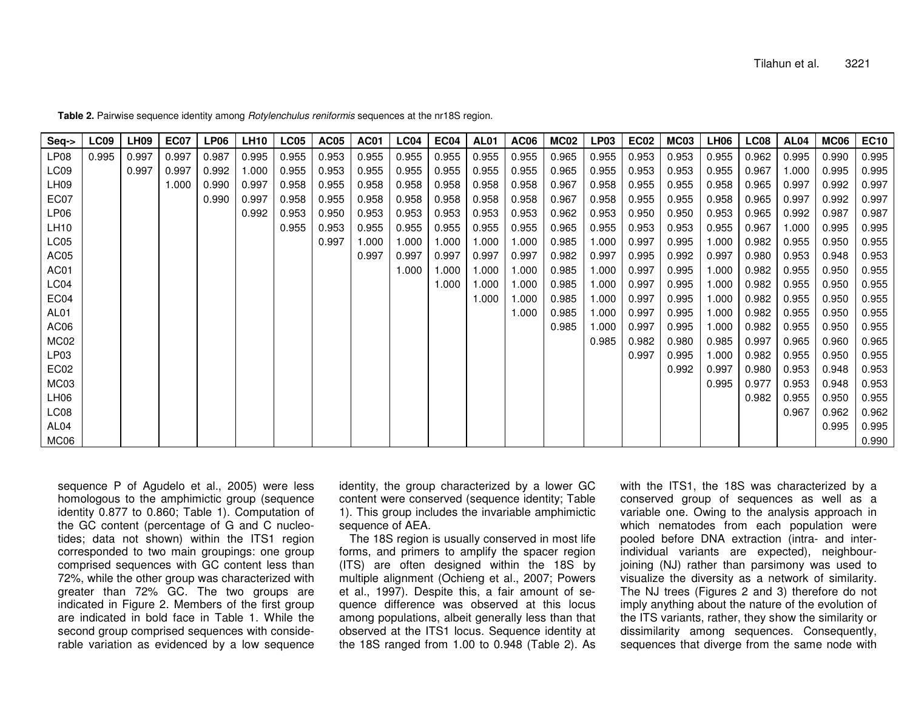**Table 2.** Pairwise sequence identity among *Rotylenchulus reniformis* sequences at the nr18S region.

| Seq-> | LC09 | LH09 | EC07 | LP06 | LH10 | LC05 | AC05 | AC01 | LC04 | EC04 | AL01 | AC06 | MC02 | LP03 | EC02 | MC03 | LH06 | LC08 | AL04 | MC06 | EC10 |
|---|---|---|---|---|---|---|---|---|---|---|---|---|---|---|---|---|---|---|---|---|---|
| LP08 | 0.995 | 0.997 | 0.997 | 0.987 | 0.995 | 0.955 | 0.953 | 0.955 | 0.955 | 0.955 | 0.955 | 0.955 | 0.965 | 0.955 | 0.953 | 0.953 | 0.955 | 0.962 | 0.995 | 0.990 | 0.995 |
| LC09 | | 0.997 | 0.997 | 0.992 | 1.000 | 0.955 | 0.953 | 0.955 | 0.955 | 0.955 | 0.955 | 0.955 | 0.965 | 0.955 | 0.953 | 0.953 | 0.955 | 0.967 | 1.000 | 0.995 | 0.995 |
| LH09 | | | 1.000 | 0.990 | 0.997 | 0.958 | 0.955 | 0.958 | 0.958 | 0.958 | 0.958 | 0.958 | 0.967 | 0.958 | 0.955 | 0.955 | 0.958 | 0.965 | 0.997 | 0.992 | 0.997 |
| EC07 | | | | 0.990 | 0.997 | 0.958 | 0.955 | 0.958 | 0.958 | 0.958 | 0.958 | 0.958 | 0.967 | 0.958 | 0.955 | 0.955 | 0.958 | 0.965 | 0.997 | 0.992 | 0.997 |
| LP06 | | | | | 0.992 | 0.953 | 0.950 | 0.953 | 0.953 | 0.953 | 0.953 | 0.953 | 0.962 | 0.953 | 0.950 | 0.950 | 0.953 | 0.965 | 0.992 | 0.987 | 0.987 |
| LH10 | | | | | | 0.955 | 0.953 | 0.955 | 0.955 | 0.955 | 0.955 | 0.955 | 0.965 | 0.955 | 0.953 | 0.953 | 0.955 | 0.967 | 1.000 | 0.995 | 0.995 |
| LC05 | | | | | | | 0.997 | 1.000 | 1.000 | 1.000 | 1.000 | 1.000 | 0.985 | 1.000 | 0.997 | 0.995 | 1.000 | 0.982 | 0.955 | 0.950 | 0.955 |
| AC05 | | | | | | | | 0.997 | 0.997 | 0.997 | 0.997 | 0.997 | 0.982 | 0.997 | 0.995 | 0.992 | 0.997 | 0.980 | 0.953 | 0.948 | 0.953 |
| AC01 | | | | | | | | | 1.000 | 1.000 | 1.000 | 1.000 | 0.985 | 1.000 | 0.997 | 0.995 | 1.000 | 0.982 | 0.955 | 0.950 | 0.955 |
| LC04 | | | | | | | | | | 1.000 | 1.000 | 1.000 | 0.985 | 1.000 | 0.997 | 0.995 | 1.000 | 0.982 | 0.955 | 0.950 | 0.955 |
| EC04 | | | | | | | | | | | 1.000 | 1.000 | 0.985 | 1.000 | 0.997 | 0.995 | 1.000 | 0.982 | 0.955 | 0.950 | 0.955 |
| AL01 | | | | | | | | | | | | 1.000 | 0.985 | 1.000 | 0.997 | 0.995 | 1.000 | 0.982 | 0.955 | 0.950 | 0.955 |
| AC06 | | | | | | | | | | | | | 0.985 | 1.000 | 0.997 | 0.995 | 1.000 | 0.982 | 0.955 | 0.950 | 0.955 |
| MC02 | | | | | | | | | | | | | | 0.985 | 0.982 | 0.980 | 0.985 | 0.997 | 0.965 | 0.960 | 0.965 |
| LP03 | | | | | | | | | | | | | | | 0.997 | 0.995 | 1.000 | 0.982 | 0.955 | 0.950 | 0.955 |
| EC02 | | | | | | | | | | | | | | | | 0.992 | 0.997 | 0.980 | 0.953 | 0.948 | 0.953 |
| MC03 | | | | | | | | | | | | | | | | | 0.995 | 0.977 | 0.953 | 0.948 | 0.953 |
| LH06 | | | | | | | | | | | | | | | | | | 0.982 | 0.955 | 0.950 | 0.955 |
| LC08 | | | | | | | | | | | | | | | | | | | 0.967 | 0.962 | 0.962 |
| AL04 | | | | | | | | | | | | | | | | | | | | 0.995 | 0.995 |
| MC06 | | | | | | | | | | | | | | | | | | | | | 0.990 |

sequence P of Agudelo et al., 2005) were less homologous to the amphimictic group (sequence identity 0.877 to 0.860; Table 1). Computation of the GC content (percentage of G and C nucleotides; data not shown) within the ITS1 region corresponded to two main groupings: one group comprised sequences with GC content less than 72%, while the other group was characterized with greater than 72% GC. The two groups are indicated in Figure 2. Members of the first group are indicated in bold face in Table 1. While the second group comprised sequences with considerable variation as evidenced by a low sequence identity, the group characterized by a lower GC content were conserved (sequence identity; Table 1). This group includes the invariable amphimictic sequence of AEA.

The 18S region is usually conserved in most life forms, and primers to amplify the spacer region (ITS) are often designed within the 18S by multiple alignment (Ochieng et al., 2007; Powers et al., 1997). Despite this, a fair amount of sequence difference was observed at this locus among populations, albeit generally less than that observed at the ITS1 locus. Sequence identity at the 18S ranged from 1.00 to 0.948 (Table 2). As with the ITS1, the 18S was characterized by a conserved group of sequences as well as a variable one. Owing to the analysis approach in which nematodes from each population were pooled before DNA extraction (intra- and inter-individual variants are expected), neighbour-joining (NJ) rather than parsimony was used to visualize the diversity as a network of similarity. The NJ trees (Figures 2 and 3) therefore do not imply anything about the nature of the evolution of the ITS variants, rather, they show the similarity or dissimilarity among sequences. Consequently, sequences that diverge from the same node with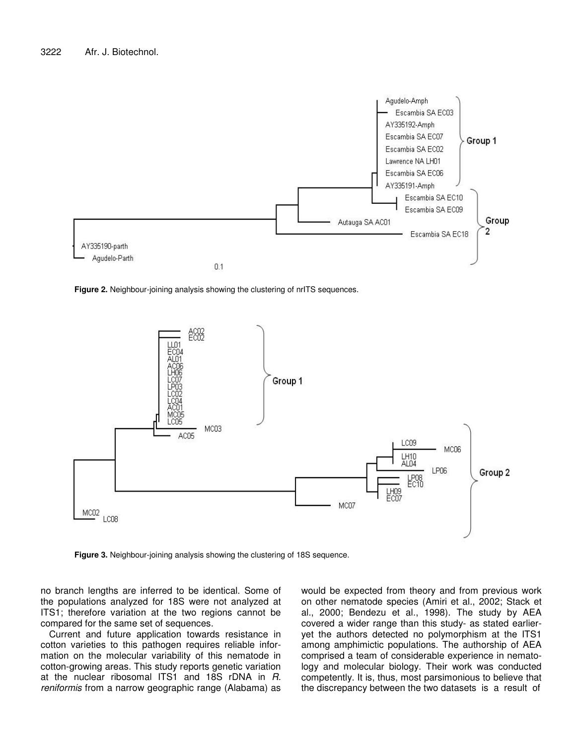**Figure 2.** Neighbour-joining analysis showing the clustering of nrITS sequences.

**Figure 3.** Neighbour-joining analysis showing the clustering of 18S sequence.

no branch lengths are inferred to be identical. Some of the populations analyzed for 18S were not analyzed at ITS1; therefore variation at the two regions cannot be compared for the same set of sequences.

Current and future application towards resistance in cotton varieties to this pathogen requires reliable information on the molecular variability of this nematode in cotton-growing areas. This study reports genetic variation at the nuclear ribosomal ITS1 and 18S rDNA in *R. reniformis* from a narrow geographic range (Alabama) as would be expected from theory and from previous work on other nematode species (Amiri et al., 2002; Stack et al., 2000; Bendezu et al., 1998). The study by AEA covered a wider range than this study- as stated earlier- yet the authors detected no polymorphism at the ITS1 among amphimictic populations. The authorship of AEA comprised a team of considerable experience in nematology and molecular biology. Their work was conducted competently. It is, thus, most parsimonious to believe that the discrepancy between the two datasets is a result of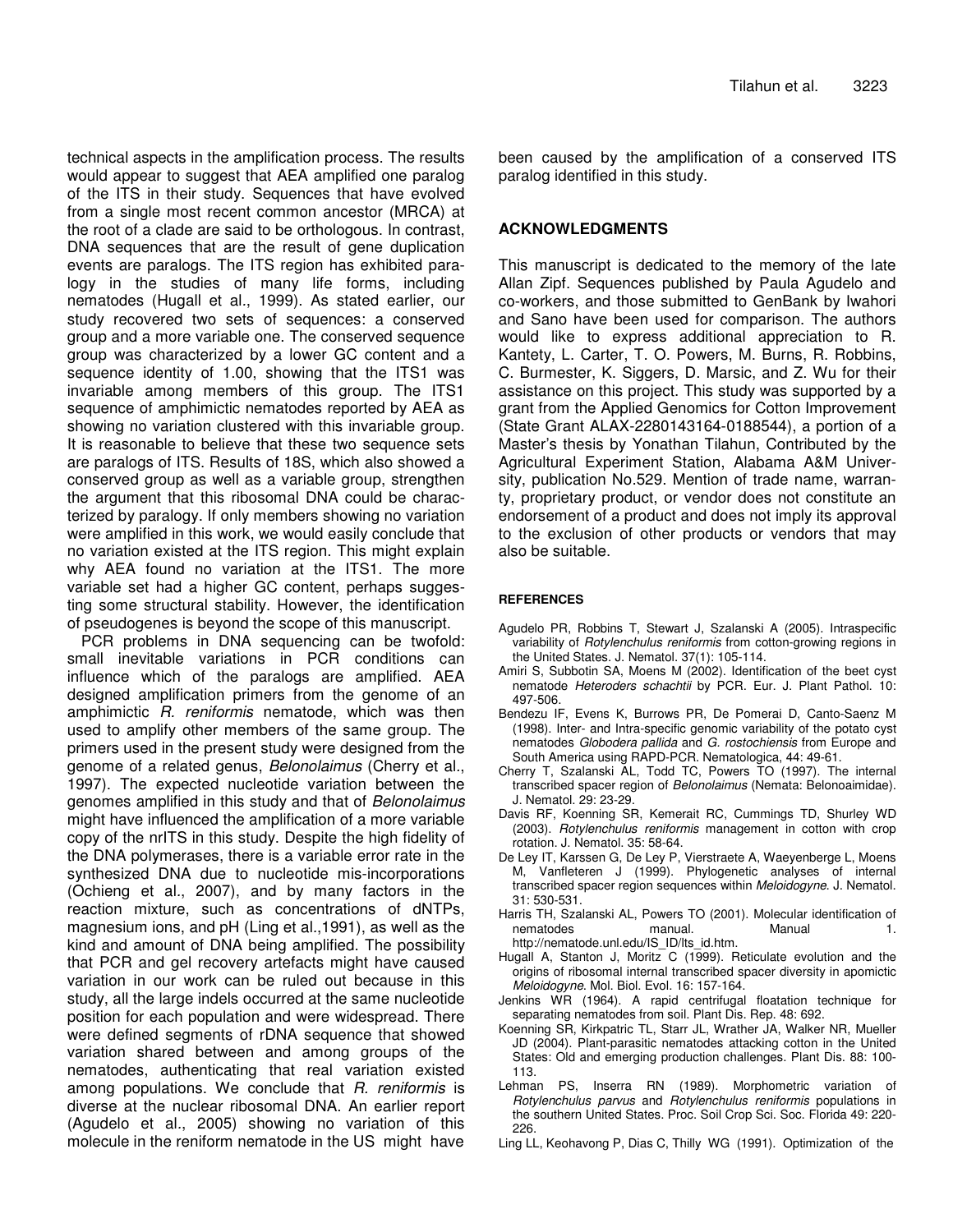technical aspects in the amplification process. The results would appear to suggest that AEA amplified one paralog of the ITS in their study. Sequences that have evolved from a single most recent common ancestor (MRCA) at the root of a clade are said to be orthologous. In contrast, DNA sequences that are the result of gene duplication events are paralogs. The ITS region has exhibited paralogy in the studies of many life forms, including nematodes (Hugall et al., 1999). As stated earlier, our study recovered two sets of sequences: a conserved group and a more variable one. The conserved sequence group was characterized by a lower GC content and a sequence identity of 1.00, showing that the ITS1 was invariable among members of this group. The ITS1 sequence of amphimictic nematodes reported by AEA as showing no variation clustered with this invariable group. It is reasonable to believe that these two sequence sets are paralogs of ITS. Results of 18S, which also showed a conserved group as well as a variable group, strengthen the argument that this ribosomal DNA could be characterized by paralogy. If only members showing no variation were amplified in this work, we would easily conclude that no variation existed at the ITS region. This might explain why AEA found no variation at the ITS1. The more variable set had a higher GC content, perhaps suggesting some structural stability. However, the identification of pseudogenes is beyond the scope of this manuscript.

PCR problems in DNA sequencing can be twofold: small inevitable variations in PCR conditions can influence which of the paralogs are amplified. AEA designed amplification primers from the genome of an amphimictic *R. reniformis* nematode, which was then used to amplify other members of the same group. The primers used in the present study were designed from the genome of a related genus, *Belonolaimus* (Cherry et al., 1997). The expected nucleotide variation between the genomes amplified in this study and that of *Belonolaimus* might have influenced the amplification of a more variable copy of the nrITS in this study. Despite the high fidelity of the DNA polymerases, there is a variable error rate in the synthesized DNA due to nucleotide mis-incorporations (Ochieng et al., 2007), and by many factors in the reaction mixture, such as concentrations of dNTPs, magnesium ions, and pH (Ling et al.,1991), as well as the kind and amount of DNA being amplified. The possibility that PCR and gel recovery artefacts might have caused variation in our work can be ruled out because in this study, all the large indels occurred at the same nucleotide position for each population and were widespread. There were defined segments of rDNA sequence that showed variation shared between and among groups of the nematodes, authenticating that real variation existed among populations. We conclude that *R. reniformis* is diverse at the nuclear ribosomal DNA. An earlier report (Agudelo et al., 2005) showing no variation of this molecule in the reniform nematode in the US might have been caused by the amplification of a conserved ITS paralog identified in this study.

## ACKNOWLEDGMENTS

This manuscript is dedicated to the memory of the late Allan Zipf. Sequences published by Paula Agudelo and co-workers, and those submitted to GenBank by Iwahori and Sano have been used for comparison. The authors would like to express additional appreciation to R. Kantety, L. Carter, T. O. Powers, M. Burns, R. Robbins, C. Burmester, K. Siggers, D. Marsic, and Z. Wu for their assistance on this project. This study was supported by a grant from the Applied Genomics for Cotton Improvement (State Grant ALAX-2280143164-0188544), a portion of a Master's thesis by Yonathan Tilahun, Contributed by the Agricultural Experiment Station, Alabama A&M University, publication No.529. Mention of trade name, warranty, proprietary product, or vendor does not constitute an endorsement of a product and does not imply its approval to the exclusion of other products or vendors that may also be suitable.

## REFERENCES

Agudelo PR, Robbins T, Stewart J, Szalanski A (2005). Intraspecific variability of *Rotylenchulus reniformis* from cotton-growing regions in the United States. J. Nematol. 37(1): 105-114.

Amiri S, Subbotin SA, Moens M (2002). Identification of the beet cyst nematode *Heteroders schachtii* by PCR. Eur. J. Plant Pathol. 10: 497-506.

Bendezu IF, Evens K, Burrows PR, De Pomerai D, Canto-Saenz M (1998). Inter- and Intra-specific genomic variability of the potato cyst nematodes *Globodera pallida* and *G. rostochiensis* from Europe and South America using RAPD-PCR. Nematologica, 44: 49-61.

Cherry T, Szalanski AL, Todd TC, Powers TO (1997). The internal transcribed spacer region of *Belonolaimus* (Nemata: Belonoaimidae). J. Nematol. 29: 23-29.

Davis RF, Koenning SR, Kemerait RC, Cummings TD, Shurley WD (2003). *Rotylenchulus reniformis* management in cotton with crop rotation. J. Nematol. 35: 58-64.

De Ley IT, Karssen G, De Ley P, Vierstraete A, Waeyenberge L, Moens M, Vanfleteren J (1999). Phylogenetic analyses of internal transcribed spacer region sequences within *Meloidogyne*. J. Nematol. 31: 530-531.

Harris TH, Szalanski AL, Powers TO (2001). Molecular identification of nematodes manual. Manual 1. http://nematode.unl.edu/IS_ID/Its_id.htm.

Hugall A, Stanton J, Moritz C (1999). Reticulate evolution and the origins of ribosomal internal transcribed spacer diversity in apomictic *Meloidogyne*. Mol. Biol. Evol. 16: 157-164.

Jenkins WR (1964). A rapid centrifugal floatation technique for separating nematodes from soil. Plant Dis. Rep. 48: 692.

Koenning SR, Kirkpatric TL, Starr JL, Wrather JA, Walker NR, Mueller JD (2004). Plant-parasitic nematodes attacking cotton in the United States: Old and emerging production challenges. Plant Dis. 88: 100-113.

Lehman PS, Inserra RN (1989). Morphometric variation of *Rotylenchulus parvus* and *Rotylenchulus reniformis* populations in the southern United States. Proc. Soil Crop Sci. Soc. Florida 49: 220-226.

Ling LL, Keohavong P, Dias C, Thilly WG (1991). Optimization of the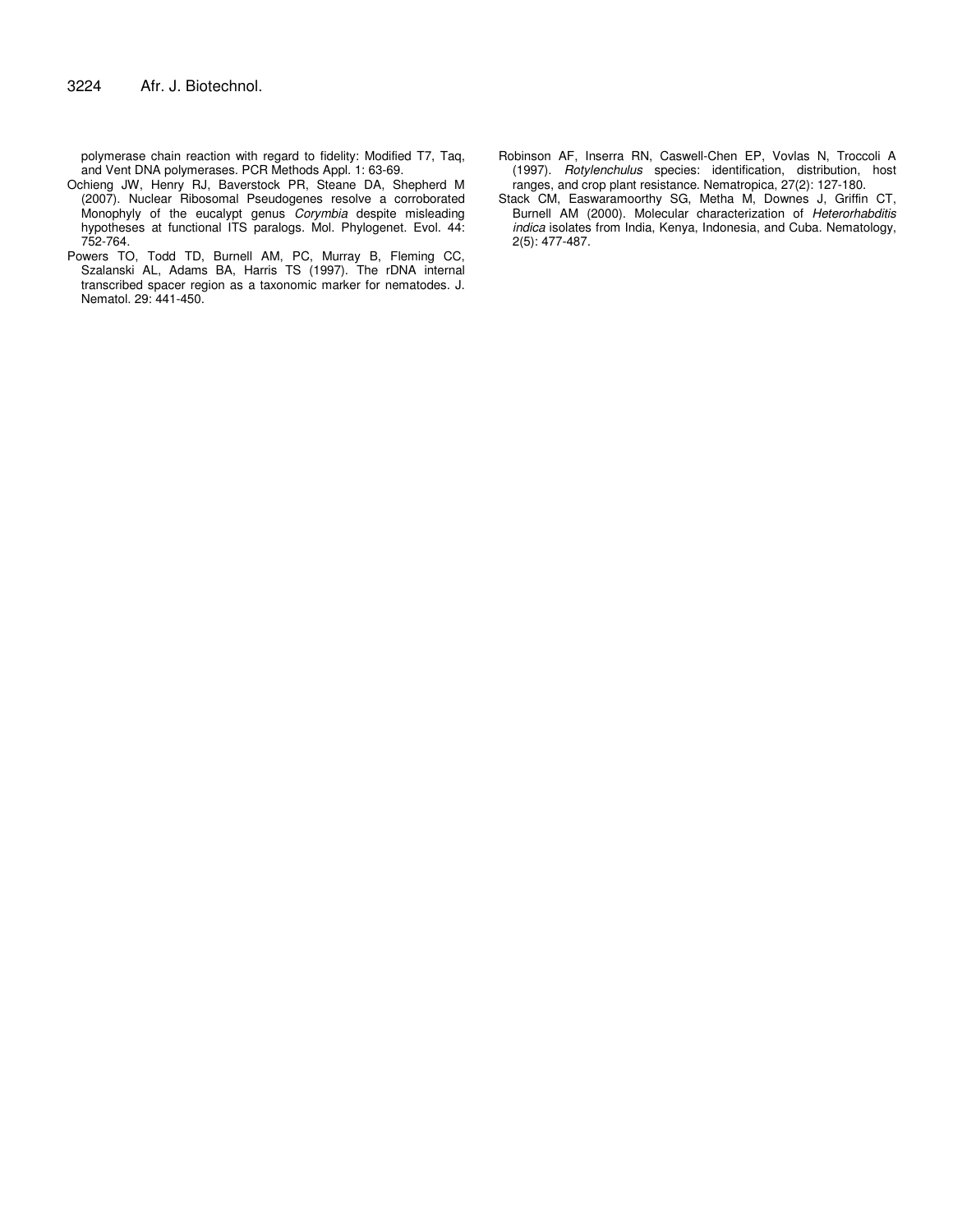polymerase chain reaction with regard to fidelity: Modified T7, Taq, and Vent DNA polymerases. PCR Methods Appl. 1: 63-69.

Ochieng JW, Henry RJ, Baverstock PR, Steane DA, Shepherd M (2007). Nuclear Ribosomal Pseudogenes resolve a corroborated Monophyly of the eucalypt genus *Corymbia* despite misleading hypotheses at functional ITS paralogs. Mol. Phylogenet. Evol. 44: 752-764.

Powers TO, Todd TD, Burnell AM, PC, Murray B, Fleming CC, Szalanski AL, Adams BA, Harris TS (1997). The rDNA internal transcribed spacer region as a taxonomic marker for nematodes. J. Nematol. 29: 441-450.

Robinson AF, Inserra RN, Caswell-Chen EP, Vovlas N, Troccoli A (1997). *Rotylenchulus* species: identification, distribution, host ranges, and crop plant resistance. Nematropica, 27(2): 127-180.

Stack CM, Easwaramoorthy SG, Metha M, Downes J, Griffin CT, Burnell AM (2000). Molecular characterization of *Heterorhabditis indica* isolates from India, Kenya, Indonesia, and Cuba. Nematology, 2(5): 477-487.